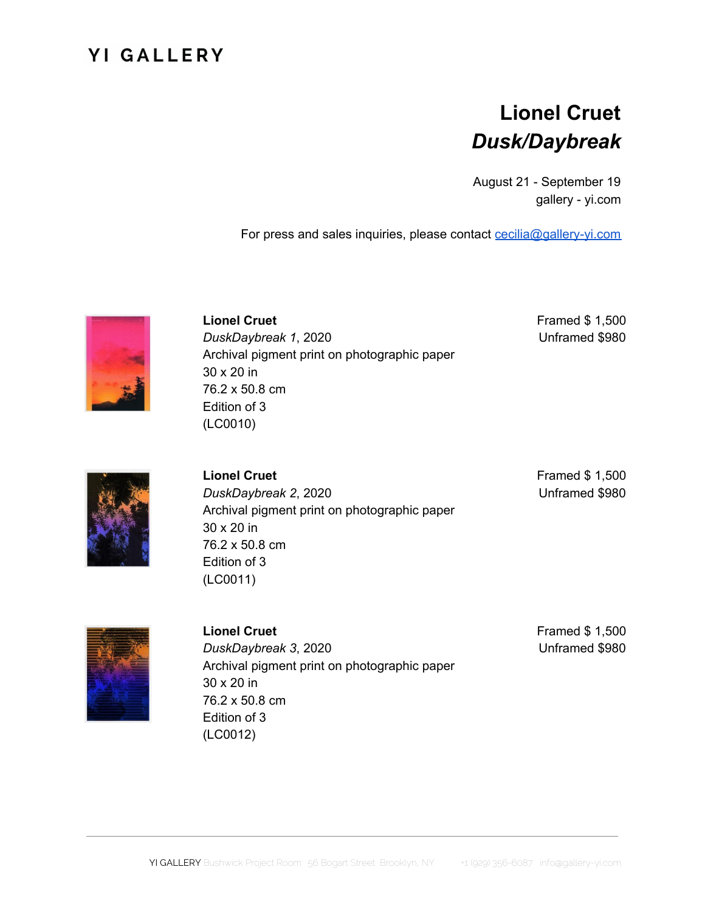# YI GALLERY

## Lionel Cruet
## *Dusk/Daybreak*

August 21 - September 19
gallery - yi.com

For press and sales inquiries, please contact cecilia@gallery-yi.com

**Lionel Cruet**
*DuskDaybreak 1*, 2020
Archival pigment print on photographic paper
30 x 20 in
76.2 x 50.8 cm
Edition of 3
(LC0010)

Framed $ 1,500
Unframed $980

**Lionel Cruet**
*DuskDaybreak 2*, 2020
Archival pigment print on photographic paper
30 x 20 in
76.2 x 50.8 cm
Edition of 3
(LC0011)

Framed $ 1,500
Unframed $980

**Lionel Cruet**
*DuskDaybreak 3*, 2020
Archival pigment print on photographic paper
30 x 20 in
76.2 x 50.8 cm
Edition of 3
(LC0012)

Framed $ 1,500
Unframed $980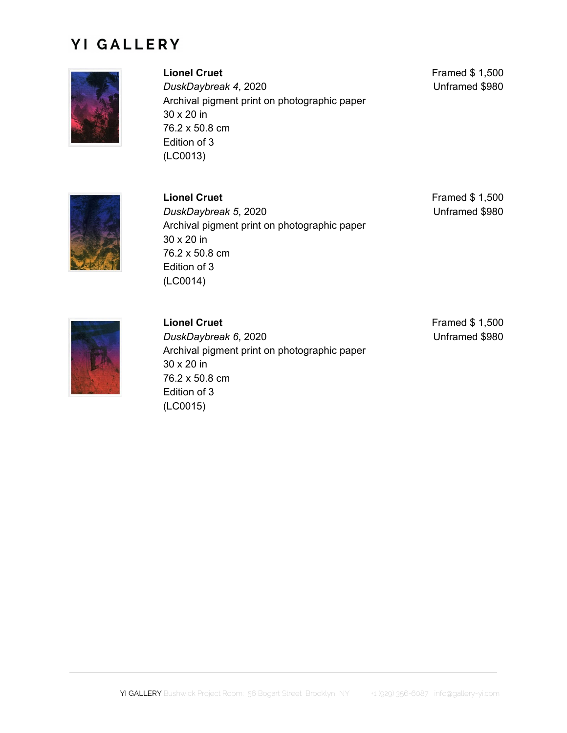# YI GALLERY

**Lionel Cruet**
*DuskDaybreak 4*, 2020
Archival pigment print on photographic paper
30 x 20 in
76.2 x 50.8 cm
Edition of 3
(LC0013)

Framed $ 1,500
Unframed $980

**Lionel Cruet**
*DuskDaybreak 5*, 2020
Archival pigment print on photographic paper
30 x 20 in
76.2 x 50.8 cm
Edition of 3
(LC0014)

Framed $ 1,500
Unframed $980

**Lionel Cruet**
*DuskDaybreak 6*, 2020
Archival pigment print on photographic paper
30 x 20 in
76.2 x 50.8 cm
Edition of 3
(LC0015)

Framed $ 1,500
Unframed $980